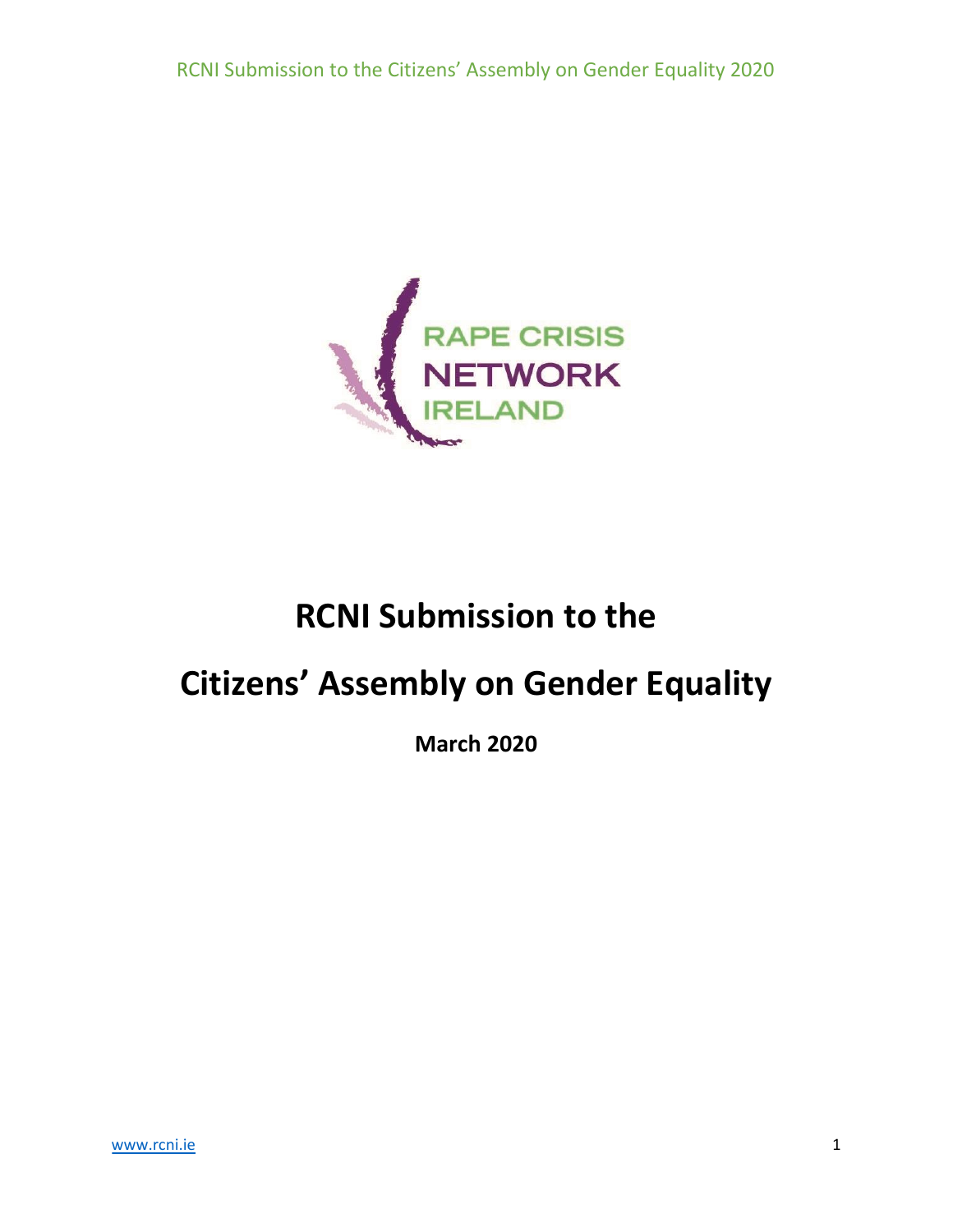RAPE CRISIS NETWORK IRELAND

# RCNI Submission to the Citizens' Assembly on Gender Equality

**March 2020**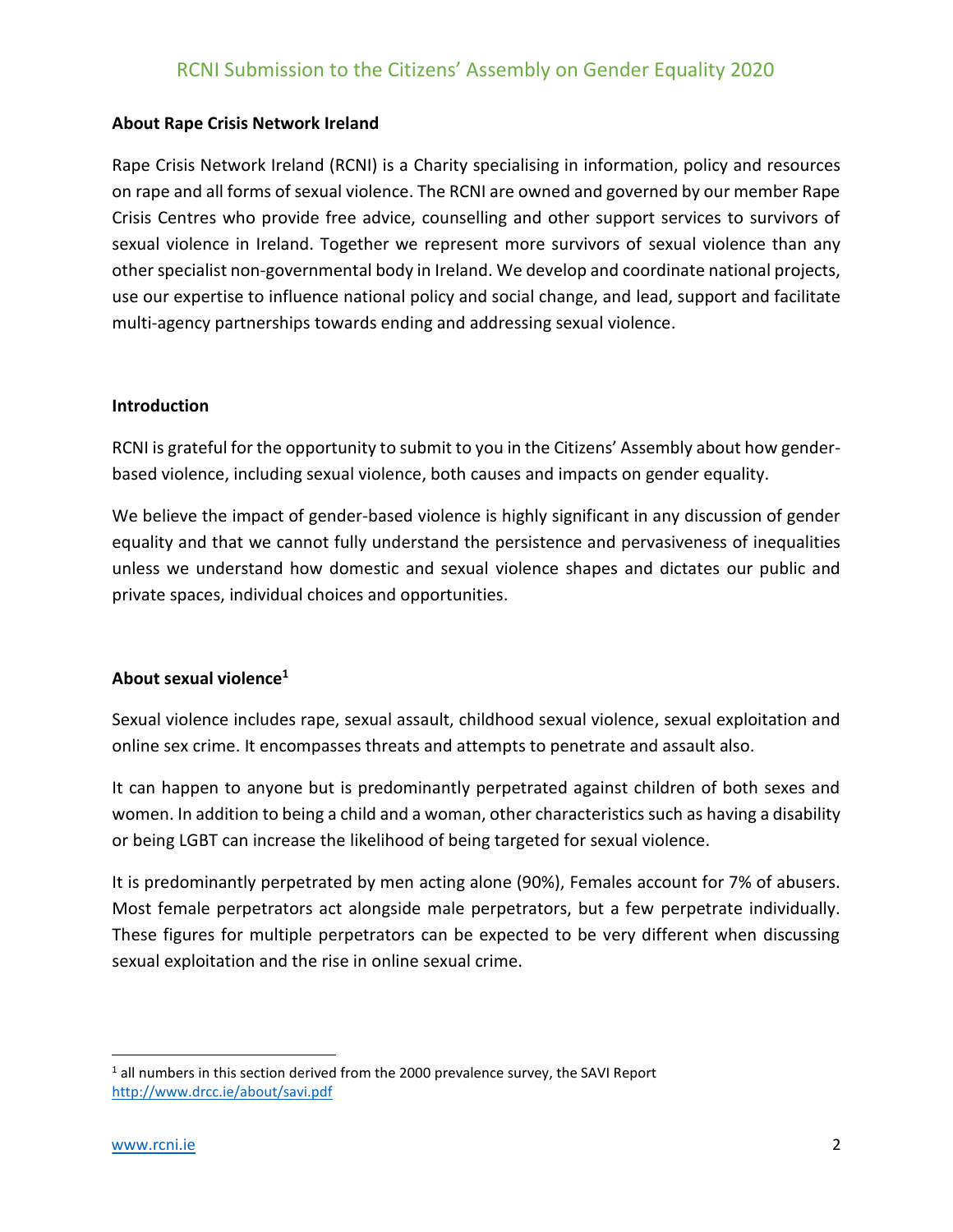**About Rape Crisis Network Ireland**

Rape Crisis Network Ireland (RCNI) is a Charity specialising in information, policy and resources on rape and all forms of sexual violence. The RCNI are owned and governed by our member Rape Crisis Centres who provide free advice, counselling and other support services to survivors of sexual violence in Ireland. Together we represent more survivors of sexual violence than any other specialist non-governmental body in Ireland. We develop and coordinate national projects, use our expertise to influence national policy and social change, and lead, support and facilitate multi-agency partnerships towards ending and addressing sexual violence.

**Introduction**

RCNI is grateful for the opportunity to submit to you in the Citizens' Assembly about how gender-based violence, including sexual violence, both causes and impacts on gender equality.

We believe the impact of gender-based violence is highly significant in any discussion of gender equality and that we cannot fully understand the persistence and pervasiveness of inequalities unless we understand how domestic and sexual violence shapes and dictates our public and private spaces, individual choices and opportunities.

**About sexual violence[1]**

Sexual violence includes rape, sexual assault, childhood sexual violence, sexual exploitation and online sex crime. It encompasses threats and attempts to penetrate and assault also.

It can happen to anyone but is predominantly perpetrated against children of both sexes and women. In addition to being a child and a woman, other characteristics such as having a disability or being LGBT can increase the likelihood of being targeted for sexual violence.

It is predominantly perpetrated by men acting alone (90%), Females account for 7% of abusers. Most female perpetrators act alongside male perpetrators, but a few perpetrate individually. These figures for multiple perpetrators can be expected to be very different when discussing sexual exploitation and the rise in online sexual crime.

[1] all numbers in this section derived from the 2000 prevalence survey, the SAVI Report http://www.drcc.ie/about/savi.pdf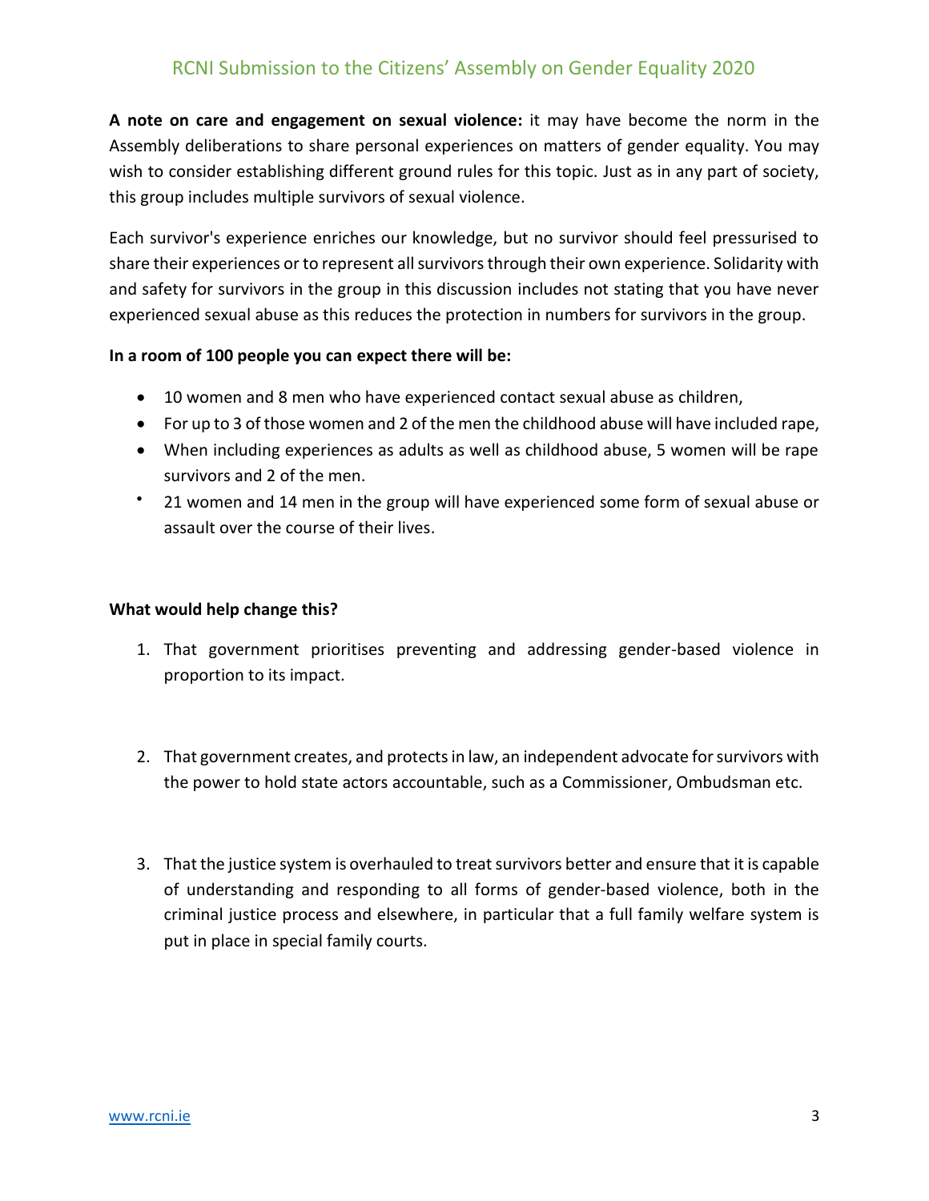**A note on care and engagement on sexual violence:** it may have become the norm in the Assembly deliberations to share personal experiences on matters of gender equality. You may wish to consider establishing different ground rules for this topic. Just as in any part of society, this group includes multiple survivors of sexual violence.

Each survivor's experience enriches our knowledge, but no survivor should feel pressurised to share their experiences or to represent all survivors through their own experience. Solidarity with and safety for survivors in the group in this discussion includes not stating that you have never experienced sexual abuse as this reduces the protection in numbers for survivors in the group.

**In a room of 100 people you can expect there will be:**

- 10 women and 8 men who have experienced contact sexual abuse as children,
- For up to 3 of those women and 2 of the men the childhood abuse will have included rape,
- When including experiences as adults as well as childhood abuse, 5 women will be rape survivors and 2 of the men.
- 21 women and 14 men in the group will have experienced some form of sexual abuse or assault over the course of their lives.

**What would help change this?**

1. That government prioritises preventing and addressing gender-based violence in proportion to its impact.

2. That government creates, and protects in law, an independent advocate for survivors with the power to hold state actors accountable, such as a Commissioner, Ombudsman etc.

3. That the justice system is overhauled to treat survivors better and ensure that it is capable of understanding and responding to all forms of gender-based violence, both in the criminal justice process and elsewhere, in particular that a full family welfare system is put in place in special family courts.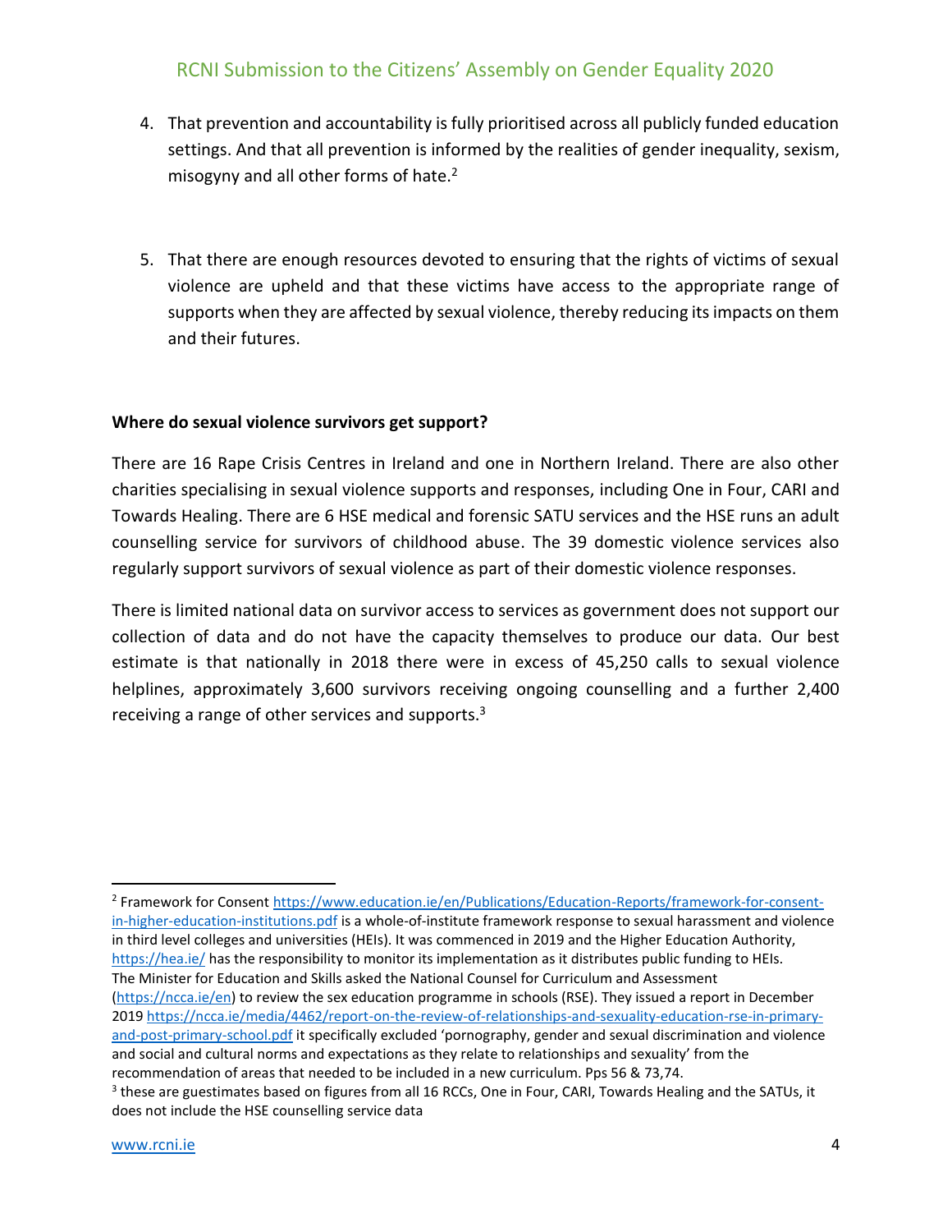4. That prevention and accountability is fully prioritised across all publicly funded education settings. And that all prevention is informed by the realities of gender inequality, sexism, misogyny and all other forms of hate.[2]

5. That there are enough resources devoted to ensuring that the rights of victims of sexual violence are upheld and that these victims have access to the appropriate range of supports when they are affected by sexual violence, thereby reducing its impacts on them and their futures.

**Where do sexual violence survivors get support?**

There are 16 Rape Crisis Centres in Ireland and one in Northern Ireland. There are also other charities specialising in sexual violence supports and responses, including One in Four, CARI and Towards Healing. There are 6 HSE medical and forensic SATU services and the HSE runs an adult counselling service for survivors of childhood abuse. The 39 domestic violence services also regularly support survivors of sexual violence as part of their domestic violence responses.

There is limited national data on survivor access to services as government does not support our collection of data and do not have the capacity themselves to produce our data. Our best estimate is that nationally in 2018 there were in excess of 45,250 calls to sexual violence helplines, approximately 3,600 survivors receiving ongoing counselling and a further 2,400 receiving a range of other services and supports.[3]

---

[2] Framework for Consent https://www.education.ie/en/Publications/Education-Reports/framework-for-consent-in-higher-education-institutions.pdf is a whole-of-institute framework response to sexual harassment and violence in third level colleges and universities (HEIs). It was commenced in 2019 and the Higher Education Authority, https://hea.ie/ has the responsibility to monitor its implementation as it distributes public funding to HEIs. The Minister for Education and Skills asked the National Counsel for Curriculum and Assessment (https://ncca.ie/en) to review the sex education programme in schools (RSE). They issued a report in December 2019 https://ncca.ie/media/4462/report-on-the-review-of-relationships-and-sexuality-education-rse-in-primary-and-post-primary-school.pdf it specifically excluded 'pornography, gender and sexual discrimination and violence and social and cultural norms and expectations as they relate to relationships and sexuality' from the recommendation of areas that needed to be included in a new curriculum. Pps 56 & 73,74.

[3] these are guestimates based on figures from all 16 RCCs, One in Four, CARI, Towards Healing and the SATUs, it does not include the HSE counselling service data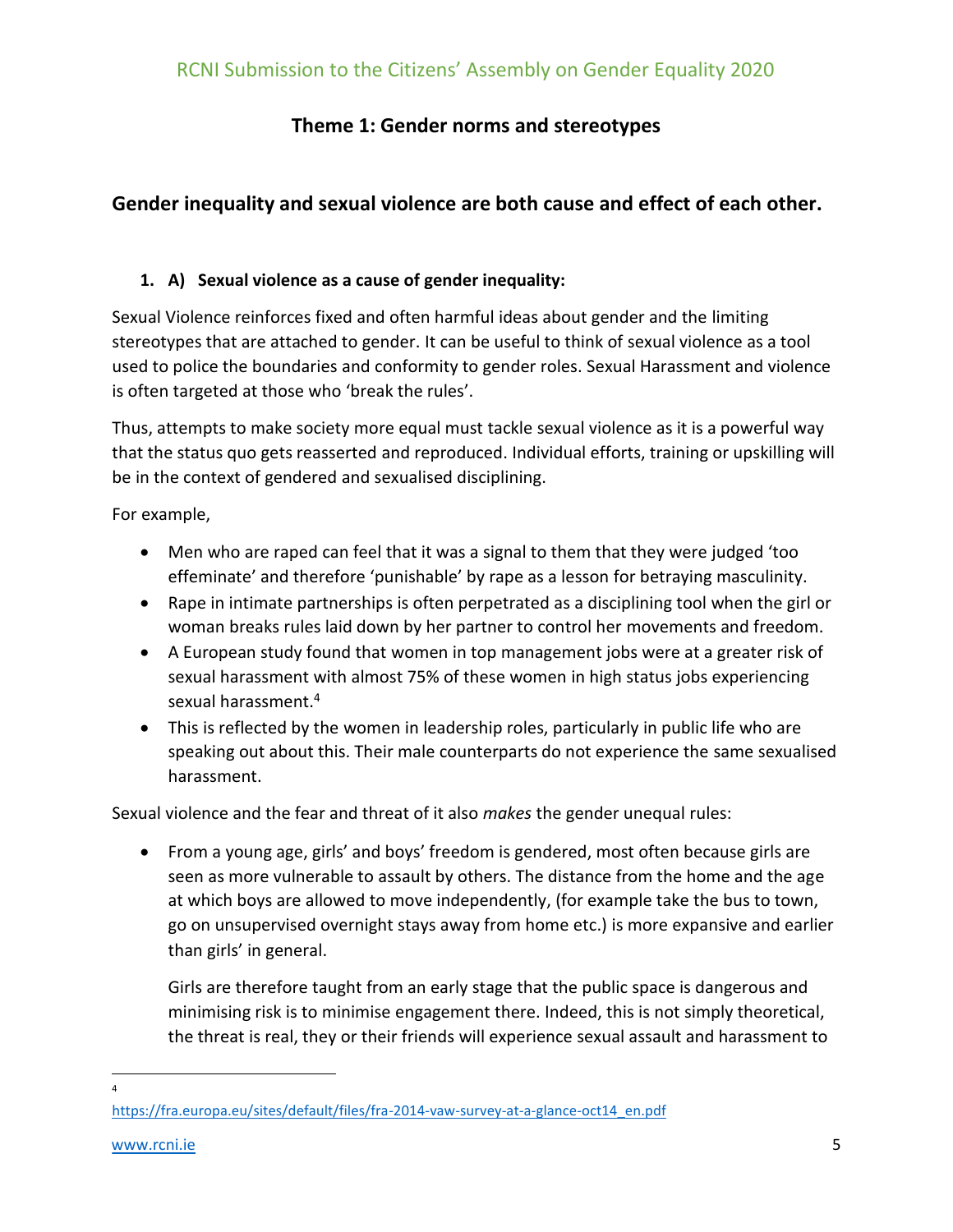## Theme 1: Gender norms and stereotypes

### Gender inequality and sexual violence are both cause and effect of each other.

**1. A) Sexual violence as a cause of gender inequality:**

Sexual Violence reinforces fixed and often harmful ideas about gender and the limiting stereotypes that are attached to gender. It can be useful to think of sexual violence as a tool used to police the boundaries and conformity to gender roles. Sexual Harassment and violence is often targeted at those who 'break the rules'.

Thus, attempts to make society more equal must tackle sexual violence as it is a powerful way that the status quo gets reasserted and reproduced. Individual efforts, training or upskilling will be in the context of gendered and sexualised disciplining.

For example,

- Men who are raped can feel that it was a signal to them that they were judged 'too effeminate' and therefore 'punishable' by rape as a lesson for betraying masculinity.
- Rape in intimate partnerships is often perpetrated as a disciplining tool when the girl or woman breaks rules laid down by her partner to control her movements and freedom.
- A European study found that women in top management jobs were at a greater risk of sexual harassment with almost 75% of these women in high status jobs experiencing sexual harassment.[4]
- This is reflected by the women in leadership roles, particularly in public life who are speaking out about this. Their male counterparts do not experience the same sexualised harassment.

Sexual violence and the fear and threat of it also *makes* the gender unequal rules:

- From a young age, girls' and boys' freedom is gendered, most often because girls are seen as more vulnerable to assault by others. The distance from the home and the age at which boys are allowed to move independently, (for example take the bus to town, go on unsupervised overnight stays away from home etc.) is more expansive and earlier than girls' in general.

  Girls are therefore taught from an early stage that the public space is dangerous and minimising risk is to minimise engagement there. Indeed, this is not simply theoretical, the threat is real, they or their friends will experience sexual assault and harassment to

---

[4] https://fra.europa.eu/sites/default/files/fra-2014-vaw-survey-at-a-glance-oct14_en.pdf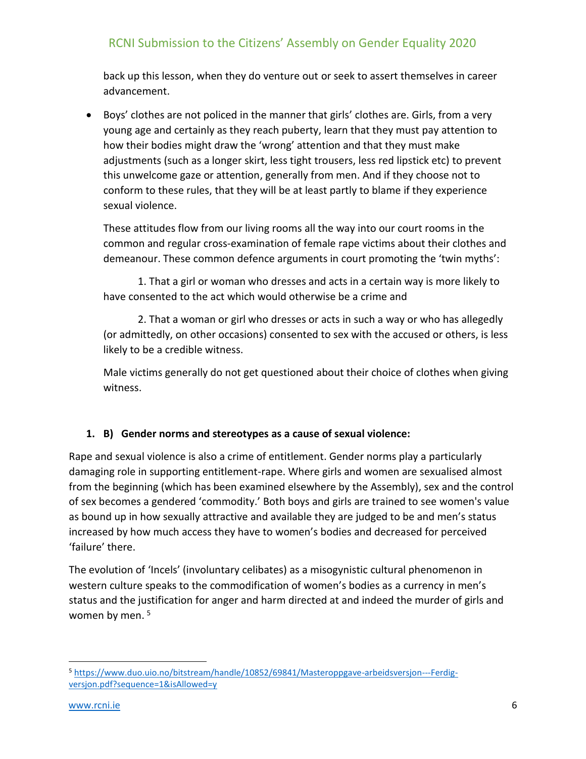back up this lesson, when they do venture out or seek to assert themselves in career advancement.

- Boys' clothes are not policed in the manner that girls' clothes are. Girls, from a very young age and certainly as they reach puberty, learn that they must pay attention to how their bodies might draw the 'wrong' attention and that they must make adjustments (such as a longer skirt, less tight trousers, less red lipstick etc) to prevent this unwelcome gaze or attention, generally from men. And if they choose not to conform to these rules, that they will be at least partly to blame if they experience sexual violence.

  These attitudes flow from our living rooms all the way into our court rooms in the common and regular cross-examination of female rape victims about their clothes and demeanour. These common defence arguments in court promoting the 'twin myths':

  1. That a girl or woman who dresses and acts in a certain way is more likely to have consented to the act which would otherwise be a crime and

  2. That a woman or girl who dresses or acts in such a way or who has allegedly (or admittedly, on other occasions) consented to sex with the accused or others, is less likely to be a credible witness.

  Male victims generally do not get questioned about their choice of clothes when giving witness.

**1. B) Gender norms and stereotypes as a cause of sexual violence:**

Rape and sexual violence is also a crime of entitlement. Gender norms play a particularly damaging role in supporting entitlement-rape. Where girls and women are sexualised almost from the beginning (which has been examined elsewhere by the Assembly), sex and the control of sex becomes a gendered 'commodity.' Both boys and girls are trained to see women's value as bound up in how sexually attractive and available they are judged to be and men's status increased by how much access they have to women's bodies and decreased for perceived 'failure' there.

The evolution of 'Incels' (involuntary celibates) as a misogynistic cultural phenomenon in western culture speaks to the commodification of women's bodies as a currency in men's status and the justification for anger and harm directed at and indeed the murder of girls and women by men. [5]

[5] https://www.duo.uio.no/bitstream/handle/10852/69841/Masteroppgave-arbeidsversjon---Ferdig-versjon.pdf?sequence=1&isAllowed=y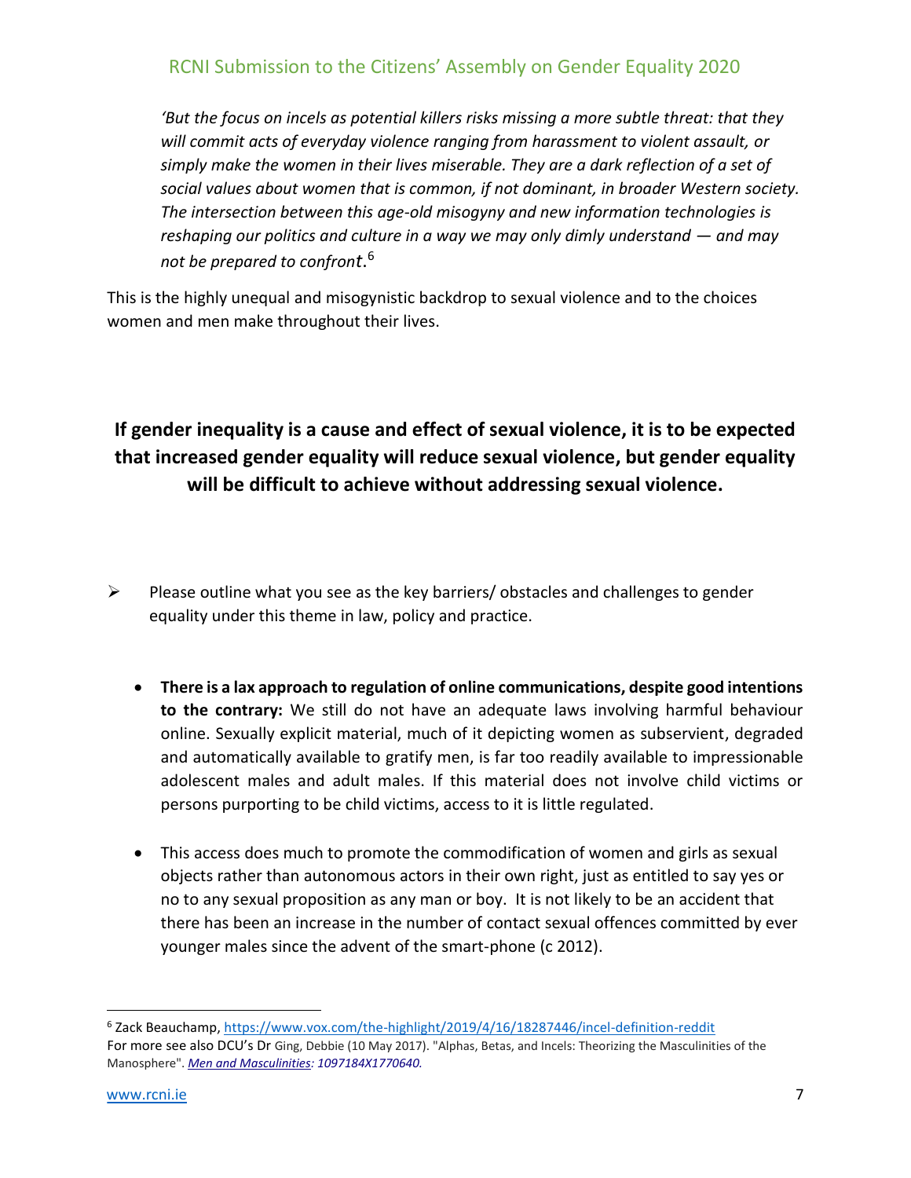*'But the focus on incels as potential killers risks missing a more subtle threat: that they will commit acts of everyday violence ranging from harassment to violent assault, or simply make the women in their lives miserable. They are a dark reflection of a set of social values about women that is common, if not dominant, in broader Western society. The intersection between this age-old misogyny and new information technologies is reshaping our politics and culture in a way we may only dimly understand — and may not be prepared to confront*.[6]

This is the highly unequal and misogynistic backdrop to sexual violence and to the choices women and men make throughout their lives.

**If gender inequality is a cause and effect of sexual violence, it is to be expected that increased gender equality will reduce sexual violence, but gender equality will be difficult to achieve without addressing sexual violence.**

- Please outline what you see as the key barriers/ obstacles and challenges to gender equality under this theme in law, policy and practice.

  - **There is a lax approach to regulation of online communications, despite good intentions to the contrary:** We still do not have an adequate laws involving harmful behaviour online. Sexually explicit material, much of it depicting women as subservient, degraded and automatically available to gratify men, is far too readily available to impressionable adolescent males and adult males. If this material does not involve child victims or persons purporting to be child victims, access to it is little regulated.

  - This access does much to promote the commodification of women and girls as sexual objects rather than autonomous actors in their own right, just as entitled to say yes or no to any sexual proposition as any man or boy. It is not likely to be an accident that there has been an increase in the number of contact sexual offences committed by ever younger males since the advent of the smart-phone (c 2012).

---

[6] Zack Beauchamp, https://www.vox.com/the-highlight/2019/4/16/18287446/incel-definition-reddit
For more see also DCU's Dr Ging, Debbie (10 May 2017). "Alphas, Betas, and Incels: Theorizing the Masculinities of the Manosphere". *Men and Masculinities: 1097184X1770640.*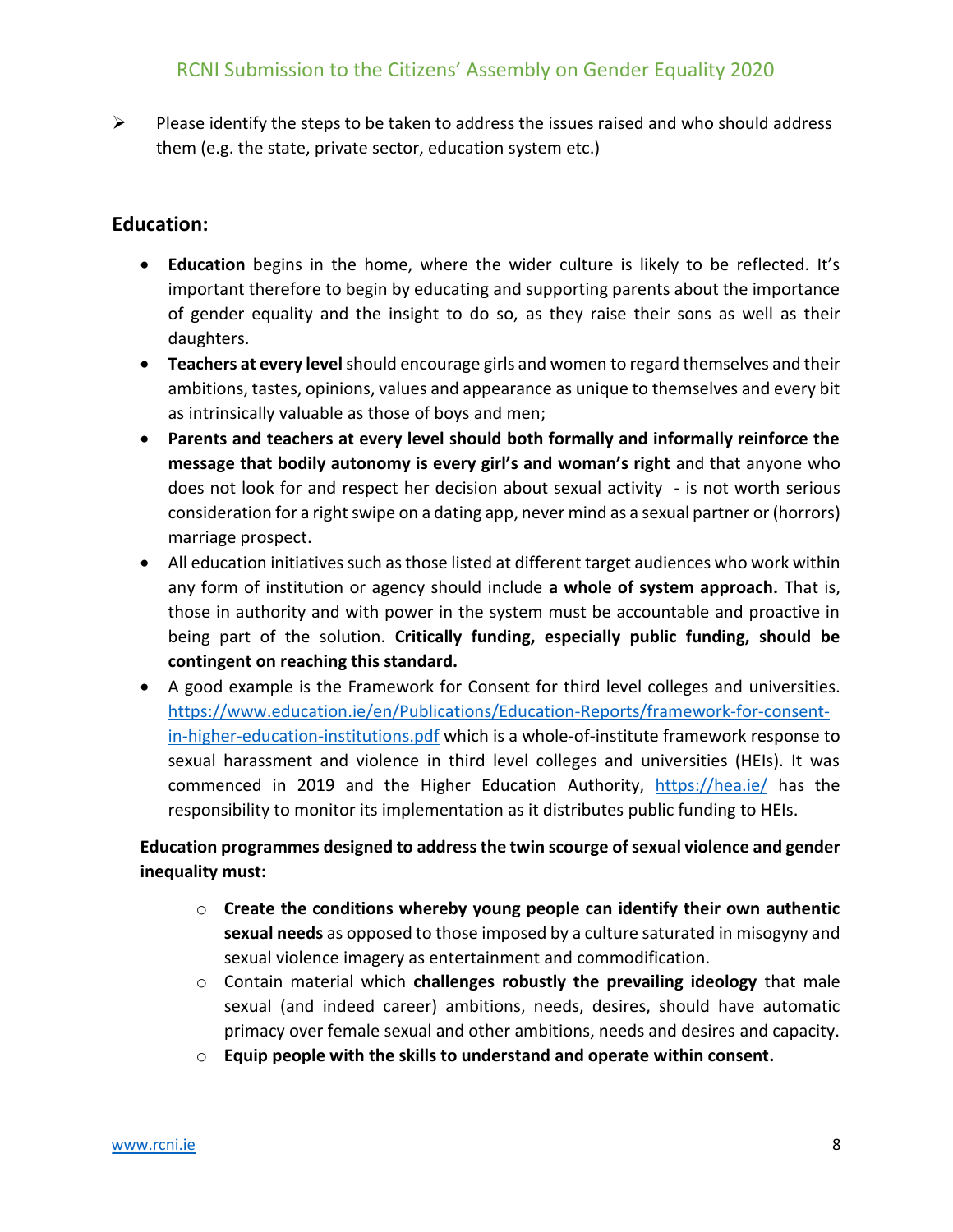- Please identify the steps to be taken to address the issues raised and who should address them (e.g. the state, private sector, education system etc.)

## Education:

- **Education** begins in the home, where the wider culture is likely to be reflected. It's important therefore to begin by educating and supporting parents about the importance of gender equality and the insight to do so, as they raise their sons as well as their daughters.
- **Teachers at every level** should encourage girls and women to regard themselves and their ambitions, tastes, opinions, values and appearance as unique to themselves and every bit as intrinsically valuable as those of boys and men;
- **Parents and teachers at every level should both formally and informally reinforce the message that bodily autonomy is every girl's and woman's right** and that anyone who does not look for and respect her decision about sexual activity - is not worth serious consideration for a right swipe on a dating app, never mind as a sexual partner or (horrors) marriage prospect.
- All education initiatives such as those listed at different target audiences who work within any form of institution or agency should include **a whole of system approach.** That is, those in authority and with power in the system must be accountable and proactive in being part of the solution. **Critically funding, especially public funding, should be contingent on reaching this standard.**
- A good example is the Framework for Consent for third level colleges and universities. [https://www.education.ie/en/Publications/Education-Reports/framework-for-consent-in-higher-education-institutions.pdf](https://www.education.ie/en/Publications/Education-Reports/framework-for-consent-in-higher-education-institutions.pdf) which is a whole-of-institute framework response to sexual harassment and violence in third level colleges and universities (HEIs). It was commenced in 2019 and the Higher Education Authority, [https://hea.ie/](https://hea.ie/) has the responsibility to monitor its implementation as it distributes public funding to HEIs.

**Education programmes designed to address the twin scourge of sexual violence and gender inequality must:**

- **Create the conditions whereby young people can identify their own authentic sexual needs** as opposed to those imposed by a culture saturated in misogyny and sexual violence imagery as entertainment and commodification.
- Contain material which **challenges robustly the prevailing ideology** that male sexual (and indeed career) ambitions, needs, desires, should have automatic primacy over female sexual and other ambitions, needs and desires and capacity.
- **Equip people with the skills to understand and operate within consent.**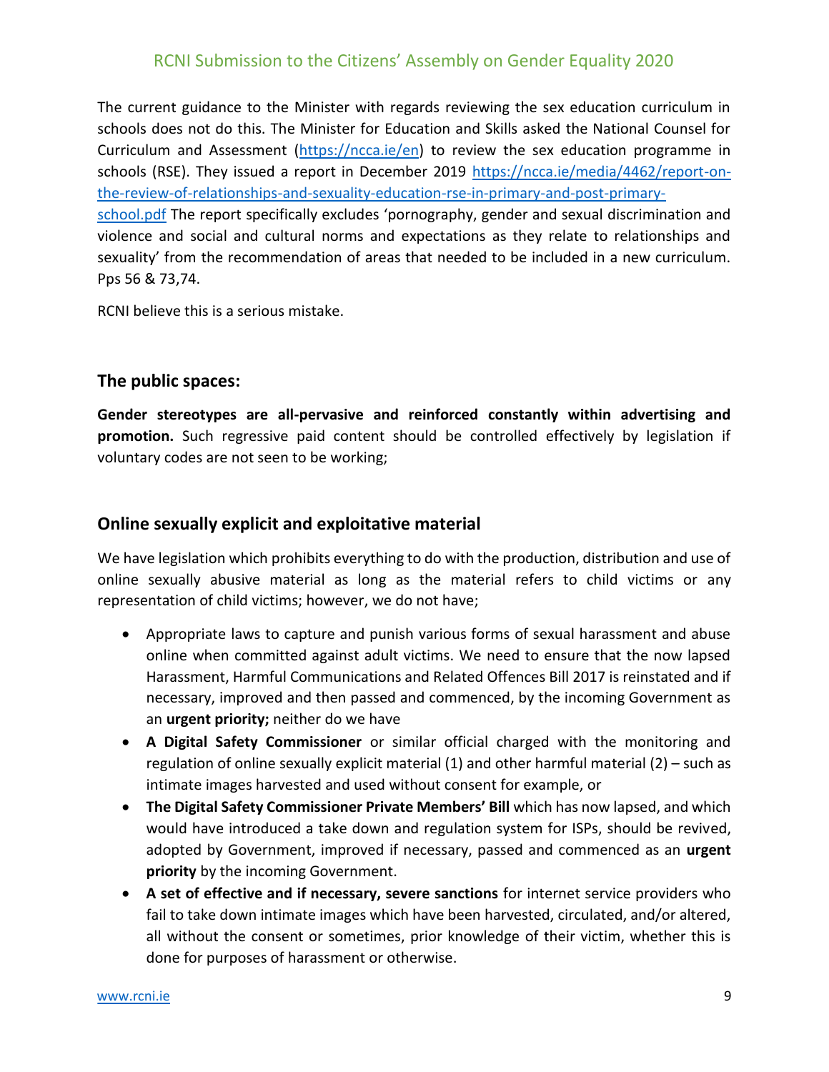The current guidance to the Minister with regards reviewing the sex education curriculum in schools does not do this. The Minister for Education and Skills asked the National Counsel for Curriculum and Assessment (https://ncca.ie/en) to review the sex education programme in schools (RSE). They issued a report in December 2019 https://ncca.ie/media/4462/report-on-the-review-of-relationships-and-sexuality-education-rse-in-primary-and-post-primary-school.pdf The report specifically excludes 'pornography, gender and sexual discrimination and violence and social and cultural norms and expectations as they relate to relationships and sexuality' from the recommendation of areas that needed to be included in a new curriculum. Pps 56 & 73,74.

RCNI believe this is a serious mistake.

## The public spaces:

**Gender stereotypes are all-pervasive and reinforced constantly within advertising and promotion.** Such regressive paid content should be controlled effectively by legislation if voluntary codes are not seen to be working;

## Online sexually explicit and exploitative material

We have legislation which prohibits everything to do with the production, distribution and use of online sexually abusive material as long as the material refers to child victims or any representation of child victims; however, we do not have;

- Appropriate laws to capture and punish various forms of sexual harassment and abuse online when committed against adult victims. We need to ensure that the now lapsed Harassment, Harmful Communications and Related Offences Bill 2017 is reinstated and if necessary, improved and then passed and commenced, by the incoming Government as an **urgent priority;** neither do we have
- **A Digital Safety Commissioner** or similar official charged with the monitoring and regulation of online sexually explicit material (1) and other harmful material (2) – such as intimate images harvested and used without consent for example, or
- **The Digital Safety Commissioner Private Members' Bill** which has now lapsed, and which would have introduced a take down and regulation system for ISPs, should be revived, adopted by Government, improved if necessary, passed and commenced as an **urgent priority** by the incoming Government.
- **A set of effective and if necessary, severe sanctions** for internet service providers who fail to take down intimate images which have been harvested, circulated, and/or altered, all without the consent or sometimes, prior knowledge of their victim, whether this is done for purposes of harassment or otherwise.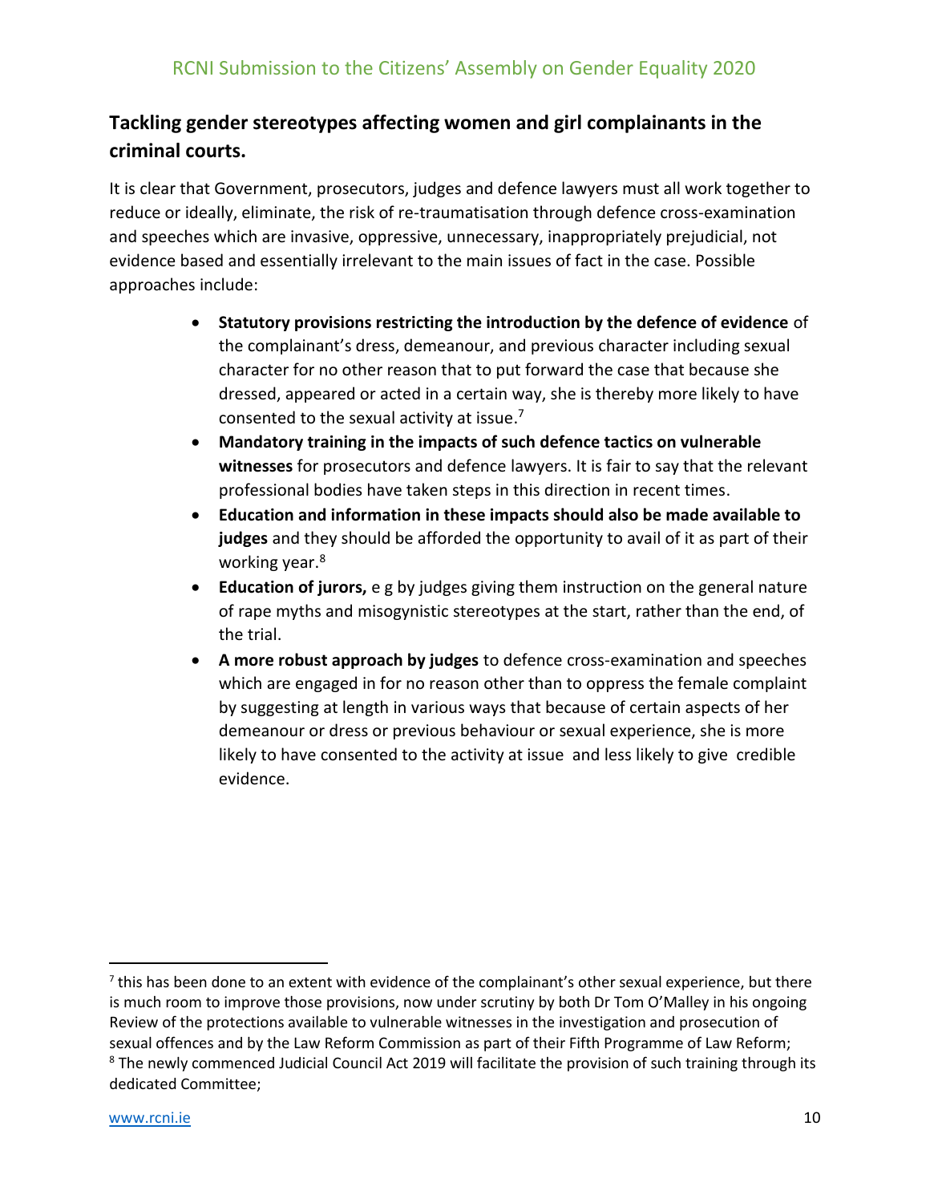## Tackling gender stereotypes affecting women and girl complainants in the criminal courts.

It is clear that Government, prosecutors, judges and defence lawyers must all work together to reduce or ideally, eliminate, the risk of re-traumatisation through defence cross-examination and speeches which are invasive, oppressive, unnecessary, inappropriately prejudicial, not evidence based and essentially irrelevant to the main issues of fact in the case. Possible approaches include:

- **Statutory provisions restricting the introduction by the defence of evidence** of the complainant's dress, demeanour, and previous character including sexual character for no other reason that to put forward the case that because she dressed, appeared or acted in a certain way, she is thereby more likely to have consented to the sexual activity at issue.[7]
- **Mandatory training in the impacts of such defence tactics on vulnerable witnesses** for prosecutors and defence lawyers. It is fair to say that the relevant professional bodies have taken steps in this direction in recent times.
- **Education and information in these impacts should also be made available to judges** and they should be afforded the opportunity to avail of it as part of their working year.[8]
- **Education of jurors,** e g by judges giving them instruction on the general nature of rape myths and misogynistic stereotypes at the start, rather than the end, of the trial.
- **A more robust approach by judges** to defence cross-examination and speeches which are engaged in for no reason other than to oppress the female complaint by suggesting at length in various ways that because of certain aspects of her demeanour or dress or previous behaviour or sexual experience, she is more likely to have consented to the activity at issue and less likely to give credible evidence.

---

[7] this has been done to an extent with evidence of the complainant's other sexual experience, but there is much room to improve those provisions, now under scrutiny by both Dr Tom O'Malley in his ongoing Review of the protections available to vulnerable witnesses in the investigation and prosecution of sexual offences and by the Law Reform Commission as part of their Fifth Programme of Law Reform;

[8] The newly commenced Judicial Council Act 2019 will facilitate the provision of such training through its dedicated Committee;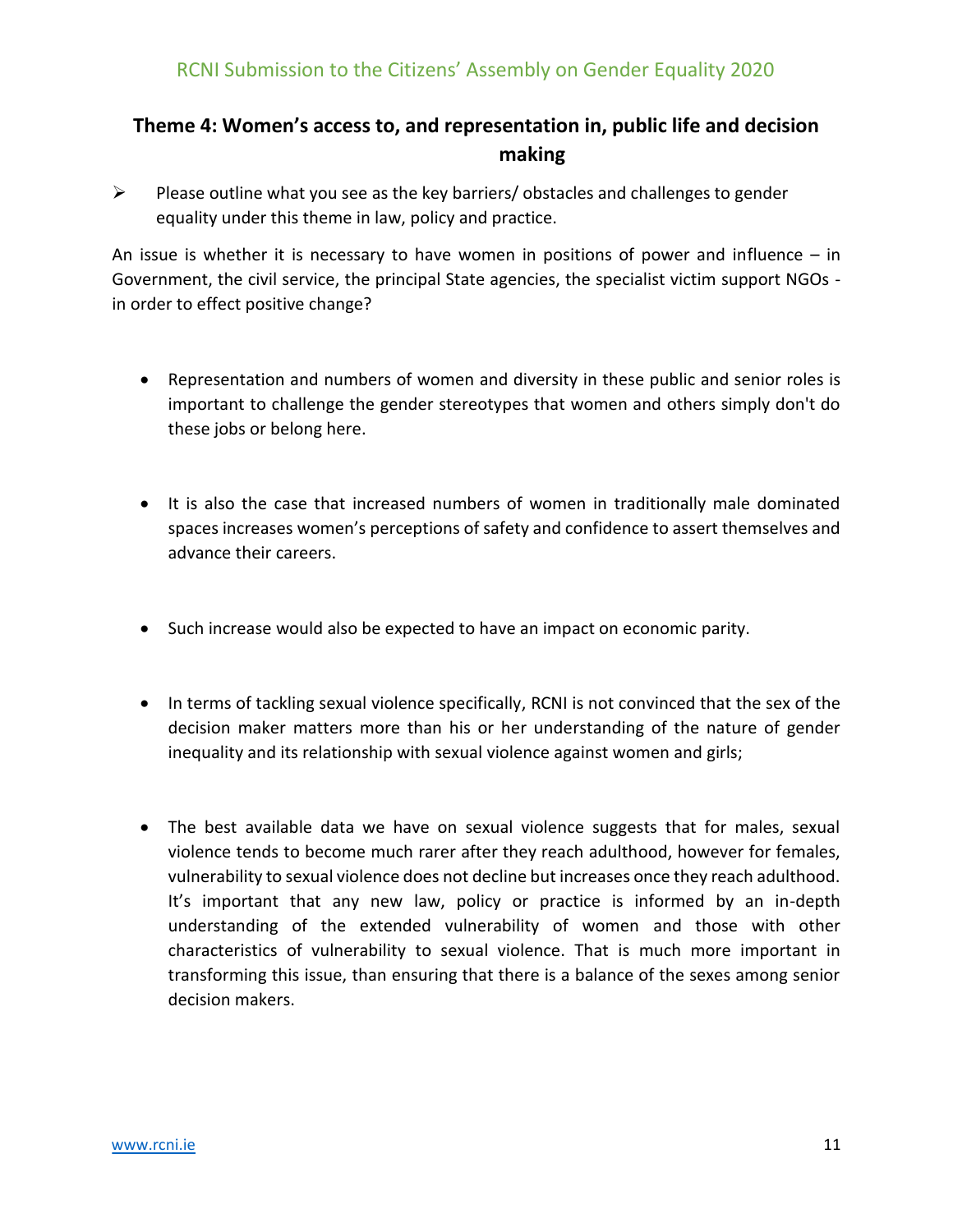## Theme 4: Women's access to, and representation in, public life and decision making

- Please outline what you see as the key barriers/ obstacles and challenges to gender equality under this theme in law, policy and practice.

An issue is whether it is necessary to have women in positions of power and influence – in Government, the civil service, the principal State agencies, the specialist victim support NGOs - in order to effect positive change?

- Representation and numbers of women and diversity in these public and senior roles is important to challenge the gender stereotypes that women and others simply don't do these jobs or belong here.

- It is also the case that increased numbers of women in traditionally male dominated spaces increases women's perceptions of safety and confidence to assert themselves and advance their careers.

- Such increase would also be expected to have an impact on economic parity.

- In terms of tackling sexual violence specifically, RCNI is not convinced that the sex of the decision maker matters more than his or her understanding of the nature of gender inequality and its relationship with sexual violence against women and girls;

- The best available data we have on sexual violence suggests that for males, sexual violence tends to become much rarer after they reach adulthood, however for females, vulnerability to sexual violence does not decline but increases once they reach adulthood. It's important that any new law, policy or practice is informed by an in-depth understanding of the extended vulnerability of women and those with other characteristics of vulnerability to sexual violence. That is much more important in transforming this issue, than ensuring that there is a balance of the sexes among senior decision makers.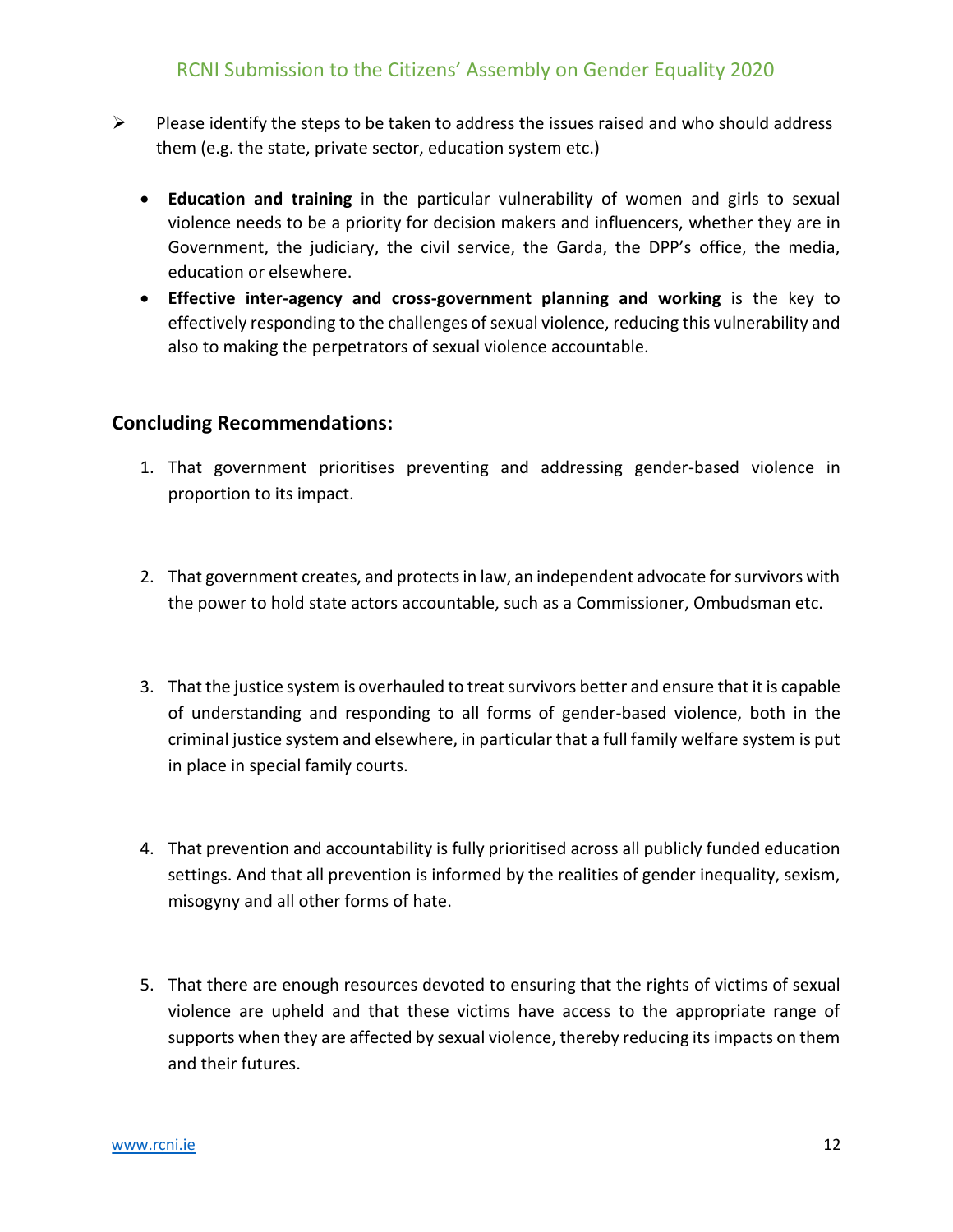- Please identify the steps to be taken to address the issues raised and who should address them (e.g. the state, private sector, education system etc.)

  - **Education and training** in the particular vulnerability of women and girls to sexual violence needs to be a priority for decision makers and influencers, whether they are in Government, the judiciary, the civil service, the Garda, the DPP's office, the media, education or elsewhere.
  - **Effective inter-agency and cross-government planning and working** is the key to effectively responding to the challenges of sexual violence, reducing this vulnerability and also to making the perpetrators of sexual violence accountable.

## Concluding Recommendations:

1. That government prioritises preventing and addressing gender-based violence in proportion to its impact.

2. That government creates, and protects in law, an independent advocate for survivors with the power to hold state actors accountable, such as a Commissioner, Ombudsman etc.

3. That the justice system is overhauled to treat survivors better and ensure that it is capable of understanding and responding to all forms of gender-based violence, both in the criminal justice system and elsewhere, in particular that a full family welfare system is put in place in special family courts.

4. That prevention and accountability is fully prioritised across all publicly funded education settings. And that all prevention is informed by the realities of gender inequality, sexism, misogyny and all other forms of hate.

5. That there are enough resources devoted to ensuring that the rights of victims of sexual violence are upheld and that these victims have access to the appropriate range of supports when they are affected by sexual violence, thereby reducing its impacts on them and their futures.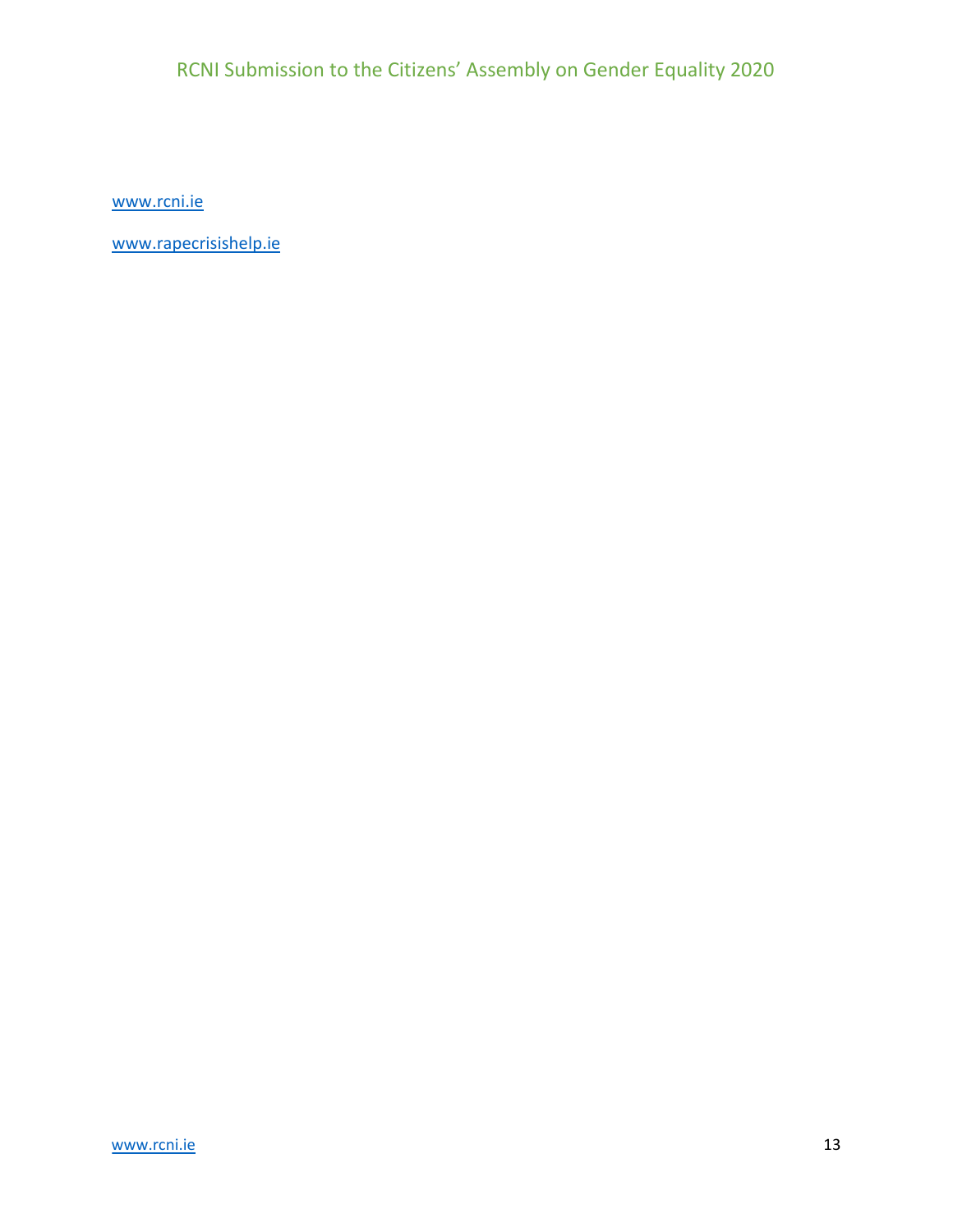www.rcni.ie

www.rapecrisishelp.ie